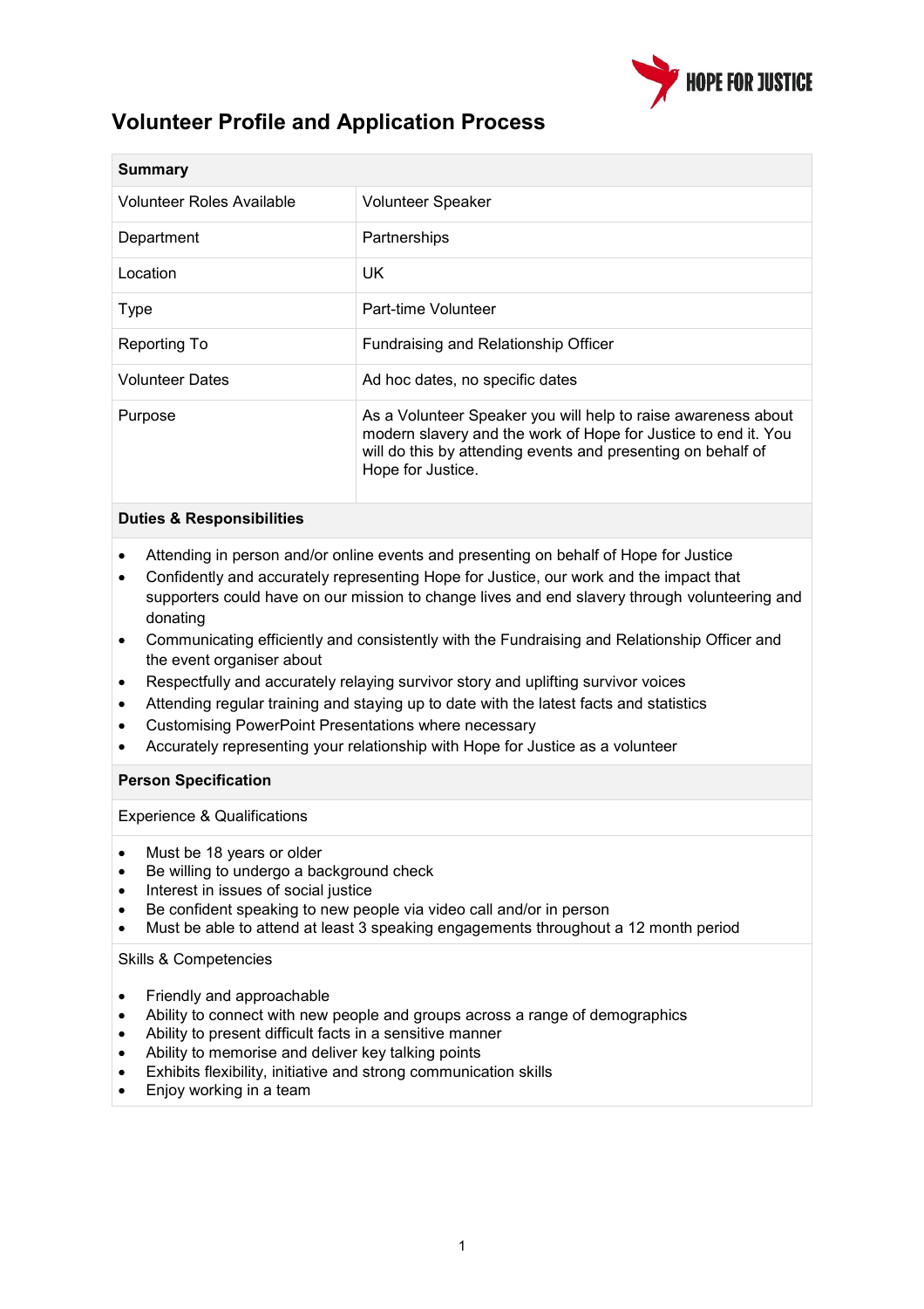HOPE FOR JUSTICE

# Volunteer Profile and Application Process

| **Summary** | |
|---|---|
| Volunteer Roles Available | Volunteer Speaker |
| Department | Partnerships |
| Location | UK |
| Type | Part-time Volunteer |
| Reporting To | Fundraising and Relationship Officer |
| Volunteer Dates | Ad hoc dates, no specific dates |
| Purpose | As a Volunteer Speaker you will help to raise awareness about modern slavery and the work of Hope for Justice to end it. You will do this by attending events and presenting on behalf of Hope for Justice. |

## Duties & Responsibilities

- Attending in person and/or online events and presenting on behalf of Hope for Justice
- Confidently and accurately representing Hope for Justice, our work and the impact that supporters could have on our mission to change lives and end slavery through volunteering and donating
- Communicating efficiently and consistently with the Fundraising and Relationship Officer and the event organiser about
- Respectfully and accurately relaying survivor story and uplifting survivor voices
- Attending regular training and staying up to date with the latest facts and statistics
- Customising PowerPoint Presentations where necessary
- Accurately representing your relationship with Hope for Justice as a volunteer

## Person Specification

### Experience & Qualifications

- Must be 18 years or older
- Be willing to undergo a background check
- Interest in issues of social justice
- Be confident speaking to new people via video call and/or in person
- Must be able to attend at least 3 speaking engagements throughout a 12 month period

### Skills & Competencies

- Friendly and approachable
- Ability to connect with new people and groups across a range of demographics
- Ability to present difficult facts in a sensitive manner
- Ability to memorise and deliver key talking points
- Exhibits flexibility, initiative and strong communication skills
- Enjoy working in a team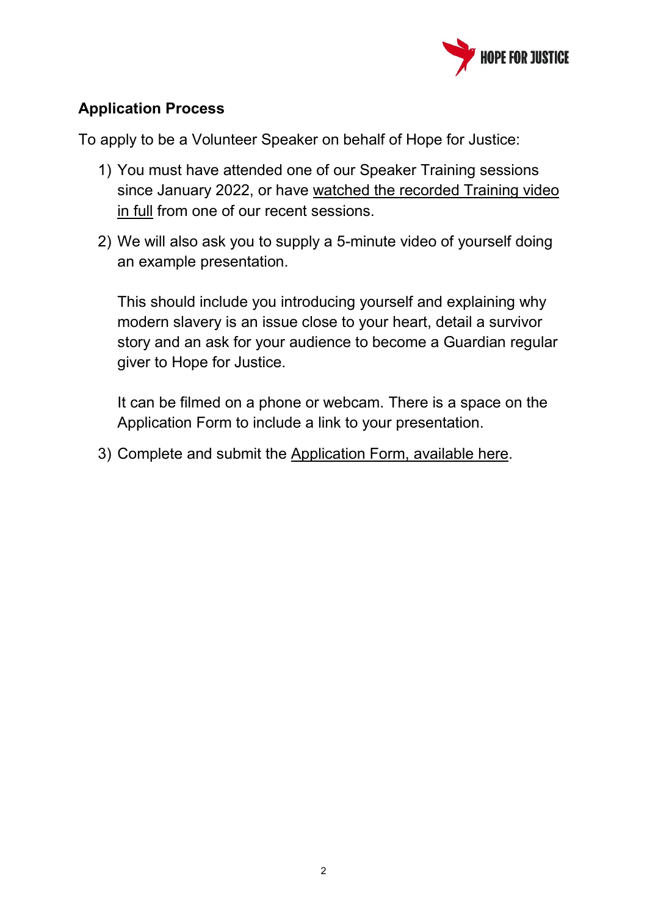## Application Process

To apply to be a Volunteer Speaker on behalf of Hope for Justice:

1) You must have attended one of our Speaker Training sessions since January 2022, or have watched the recorded Training video in full from one of our recent sessions.

2) We will also ask you to supply a 5-minute video of yourself doing an example presentation.

   This should include you introducing yourself and explaining why modern slavery is an issue close to your heart, detail a survivor story and an ask for your audience to become a Guardian regular giver to Hope for Justice.

   It can be filmed on a phone or webcam. There is a space on the Application Form to include a link to your presentation.

3) Complete and submit the Application Form, available here.